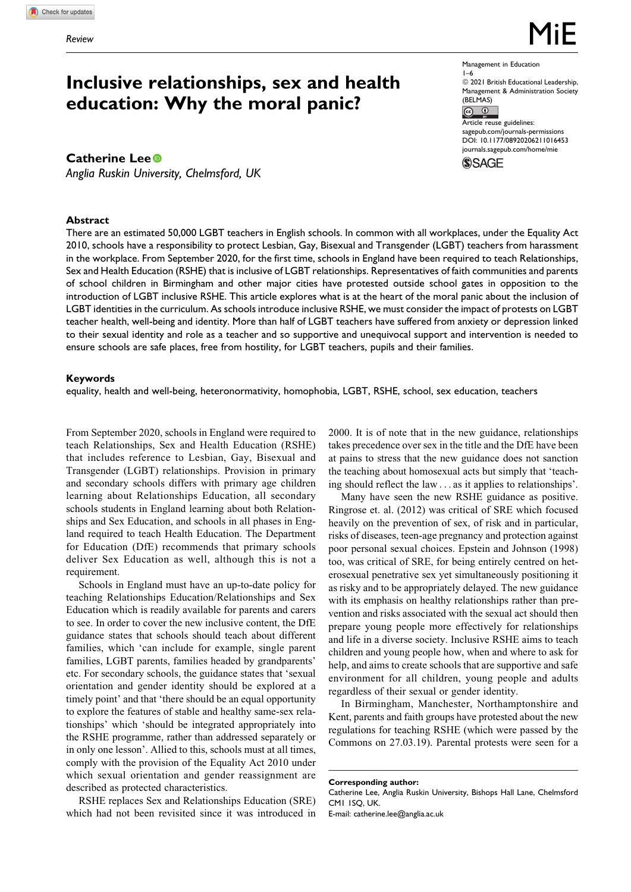Review

# Inclusive relationships, sex and health education: Why the moral panic?

Management in Education
1–6
© 2021 British Educational Leadership, Management & Administration Society (BELMAS)
Article reuse guidelines: sagepub.com/journals-permissions
DOI: 10.1177/08920206211016453
journals.sagepub.com/home/mie

**Catherine Lee**
*Anglia Ruskin University, Chelmsford, UK*

## Abstract

There are an estimated 50,000 LGBT teachers in English schools. In common with all workplaces, under the Equality Act 2010, schools have a responsibility to protect Lesbian, Gay, Bisexual and Transgender (LGBT) teachers from harassment in the workplace. From September 2020, for the first time, schools in England have been required to teach Relationships, Sex and Health Education (RSHE) that is inclusive of LGBT relationships. Representatives of faith communities and parents of school children in Birmingham and other major cities have protested outside school gates in opposition to the introduction of LGBT inclusive RSHE. This article explores what is at the heart of the moral panic about the inclusion of LGBT identities in the curriculum. As schools introduce inclusive RSHE, we must consider the impact of protests on LGBT teacher health, well-being and identity. More than half of LGBT teachers have suffered from anxiety or depression linked to their sexual identity and role as a teacher and so supportive and unequivocal support and intervention is needed to ensure schools are safe places, free from hostility, for LGBT teachers, pupils and their families.

## Keywords

equality, health and well-being, heteronormativity, homophobia, LGBT, RSHE, school, sex education, teachers

From September 2020, schools in England were required to teach Relationships, Sex and Health Education (RSHE) that includes reference to Lesbian, Gay, Bisexual and Transgender (LGBT) relationships. Provision in primary and secondary schools differs with primary age children learning about Relationships Education, all secondary schools students in England learning about both Relationships and Sex Education, and schools in all phases in England required to teach Health Education. The Department for Education (DfE) recommends that primary schools deliver Sex Education as well, although this is not a requirement.

Schools in England must have an up-to-date policy for teaching Relationships Education/Relationships and Sex Education which is readily available for parents and carers to see. In order to cover the new inclusive content, the DfE guidance states that schools should teach about different families, which 'can include for example, single parent families, LGBT parents, families headed by grandparents' etc. For secondary schools, the guidance states that 'sexual orientation and gender identity should be explored at a timely point' and that 'there should be an equal opportunity to explore the features of stable and healthy same-sex relationships' which 'should be integrated appropriately into the RSHE programme, rather than addressed separately or in only one lesson'. Allied to this, schools must at all times, comply with the provision of the Equality Act 2010 under which sexual orientation and gender reassignment are described as protected characteristics.

RSHE replaces Sex and Relationships Education (SRE) which had not been revisited since it was introduced in 2000. It is of note that in the new guidance, relationships takes precedence over sex in the title and the DfE have been at pains to stress that the new guidance does not sanction the teaching about homosexual acts but simply that 'teaching should reflect the law . . . as it applies to relationships'.

Many have seen the new RSHE guidance as positive. Ringrose et. al. (2012) was critical of SRE which focused heavily on the prevention of sex, of risk and in particular, risks of diseases, teen-age pregnancy and protection against poor personal sexual choices. Epstein and Johnson (1998) too, was critical of SRE, for being entirely centred on heterosexual penetrative sex yet simultaneously positioning it as risky and to be appropriately delayed. The new guidance with its emphasis on healthy relationships rather than prevention and risks associated with the sexual act should then prepare young people more effectively for relationships and life in a diverse society. Inclusive RSHE aims to teach children and young people how, when and where to ask for help, and aims to create schools that are supportive and safe environment for all children, young people and adults regardless of their sexual or gender identity.

In Birmingham, Manchester, Northamptonshire and Kent, parents and faith groups have protested about the new regulations for teaching RSHE (which were passed by the Commons on 27.03.19). Parental protests were seen for a

**Corresponding author:**
Catherine Lee, Anglia Ruskin University, Bishops Hall Lane, Chelmsford CM1 1SQ, UK.
E-mail: catherine.lee@anglia.ac.uk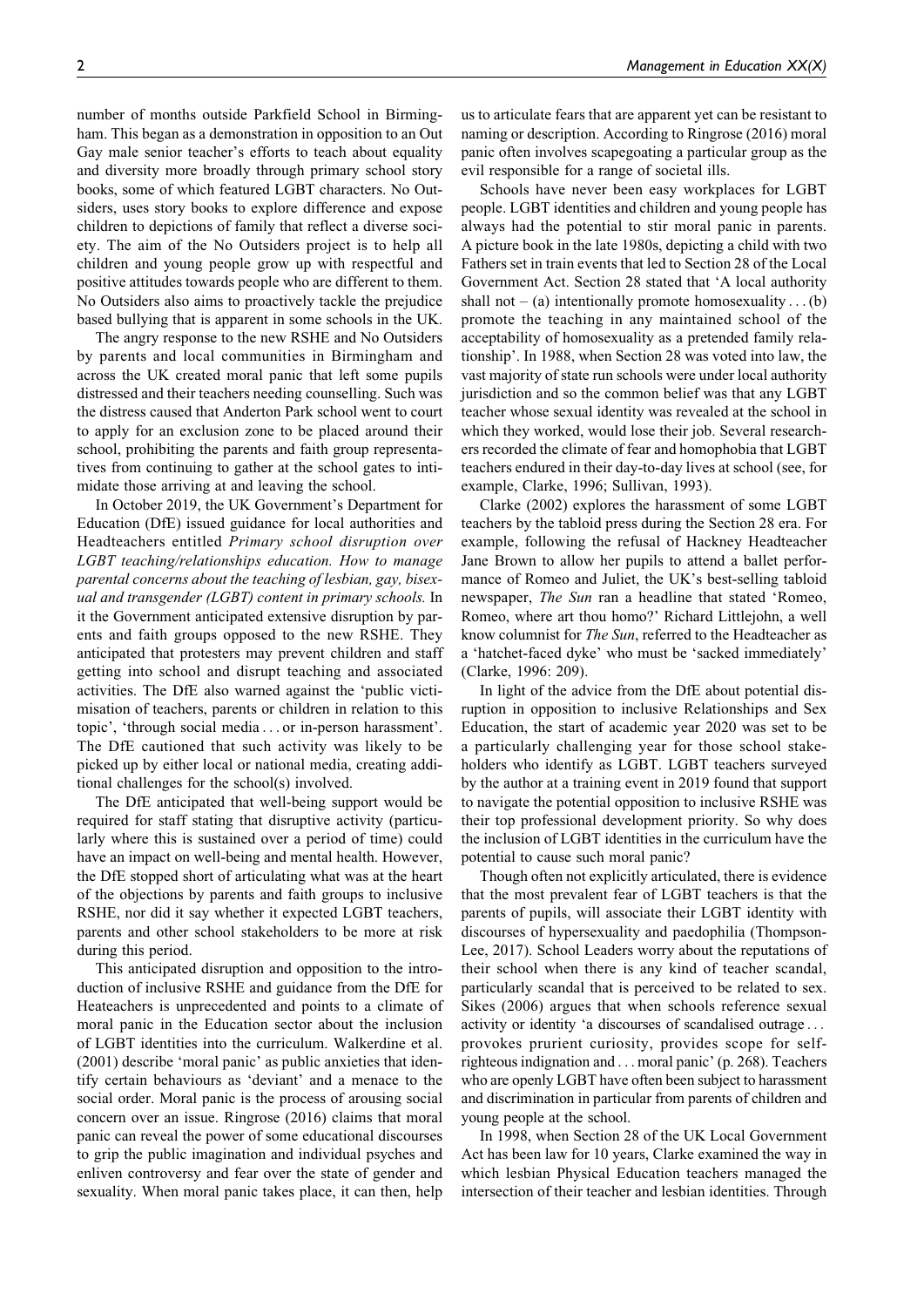number of months outside Parkfield School in Birmingham. This began as a demonstration in opposition to an Out Gay male senior teacher's efforts to teach about equality and diversity more broadly through primary school story books, some of which featured LGBT characters. No Outsiders, uses story books to explore difference and expose children to depictions of family that reflect a diverse society. The aim of the No Outsiders project is to help all children and young people grow up with respectful and positive attitudes towards people who are different to them. No Outsiders also aims to proactively tackle the prejudice based bullying that is apparent in some schools in the UK.

The angry response to the new RSHE and No Outsiders by parents and local communities in Birmingham and across the UK created moral panic that left some pupils distressed and their teachers needing counselling. Such was the distress caused that Anderton Park school went to court to apply for an exclusion zone to be placed around their school, prohibiting the parents and faith group representatives from continuing to gather at the school gates to intimidate those arriving at and leaving the school.

In October 2019, the UK Government's Department for Education (DfE) issued guidance for local authorities and Headteachers entitled *Primary school disruption over LGBT teaching/relationships education. How to manage parental concerns about the teaching of lesbian, gay, bisexual and transgender (LGBT) content in primary schools.* In it the Government anticipated extensive disruption by parents and faith groups opposed to the new RSHE. They anticipated that protesters may prevent children and staff getting into school and disrupt teaching and associated activities. The DfE also warned against the 'public victimisation of teachers, parents or children in relation to this topic', 'through social media … or in-person harassment'. The DfE cautioned that such activity was likely to be picked up by either local or national media, creating additional challenges for the school(s) involved.

The DfE anticipated that well-being support would be required for staff stating that disruptive activity (particularly where this is sustained over a period of time) could have an impact on well-being and mental health. However, the DfE stopped short of articulating what was at the heart of the objections by parents and faith groups to inclusive RSHE, nor did it say whether it expected LGBT teachers, parents and other school stakeholders to be more at risk during this period.

This anticipated disruption and opposition to the introduction of inclusive RSHE and guidance from the DfE for Heateachers is unprecedented and points to a climate of moral panic in the Education sector about the inclusion of LGBT identities into the curriculum. Walkerdine et al. (2001) describe 'moral panic' as public anxieties that identify certain behaviours as 'deviant' and a menace to the social order. Moral panic is the process of arousing social concern over an issue. Ringrose (2016) claims that moral panic can reveal the power of some educational discourses to grip the public imagination and individual psyches and enliven controversy and fear over the state of gender and sexuality. When moral panic takes place, it can then, help us to articulate fears that are apparent yet can be resistant to naming or description. According to Ringrose (2016) moral panic often involves scapegoating a particular group as the evil responsible for a range of societal ills.

Schools have never been easy workplaces for LGBT people. LGBT identities and children and young people has always had the potential to stir moral panic in parents. A picture book in the late 1980s, depicting a child with two Fathers set in train events that led to Section 28 of the Local Government Act. Section 28 stated that 'A local authority shall not – (a) intentionally promote homosexuality … (b) promote the teaching in any maintained school of the acceptability of homosexuality as a pretended family relationship'. In 1988, when Section 28 was voted into law, the vast majority of state run schools were under local authority jurisdiction and so the common belief was that any LGBT teacher whose sexual identity was revealed at the school in which they worked, would lose their job. Several researchers recorded the climate of fear and homophobia that LGBT teachers endured in their day-to-day lives at school (see, for example, Clarke, 1996; Sullivan, 1993).

Clarke (2002) explores the harassment of some LGBT teachers by the tabloid press during the Section 28 era. For example, following the refusal of Hackney Headteacher Jane Brown to allow her pupils to attend a ballet performance of Romeo and Juliet, the UK's best-selling tabloid newspaper, *The Sun* ran a headline that stated 'Romeo, Romeo, where art thou homo?' Richard Littlejohn, a well know columnist for *The Sun*, referred to the Headteacher as a 'hatchet-faced dyke' who must be 'sacked immediately' (Clarke, 1996: 209).

In light of the advice from the DfE about potential disruption in opposition to inclusive Relationships and Sex Education, the start of academic year 2020 was set to be a particularly challenging year for those school stakeholders who identify as LGBT. LGBT teachers surveyed by the author at a training event in 2019 found that support to navigate the potential opposition to inclusive RSHE was their top professional development priority. So why does the inclusion of LGBT identities in the curriculum have the potential to cause such moral panic?

Though often not explicitly articulated, there is evidence that the most prevalent fear of LGBT teachers is that the parents of pupils, will associate their LGBT identity with discourses of hypersexuality and paedophilia (Thompson-Lee, 2017). School Leaders worry about the reputations of their school when there is any kind of teacher scandal, particularly scandal that is perceived to be related to sex. Sikes (2006) argues that when schools reference sexual activity or identity 'a discourses of scandalised outrage … provokes prurient curiosity, provides scope for self-righteous indignation and … moral panic' (p. 268). Teachers who are openly LGBT have often been subject to harassment and discrimination in particular from parents of children and young people at the school.

In 1998, when Section 28 of the UK Local Government Act has been law for 10 years, Clarke examined the way in which lesbian Physical Education teachers managed the intersection of their teacher and lesbian identities. Through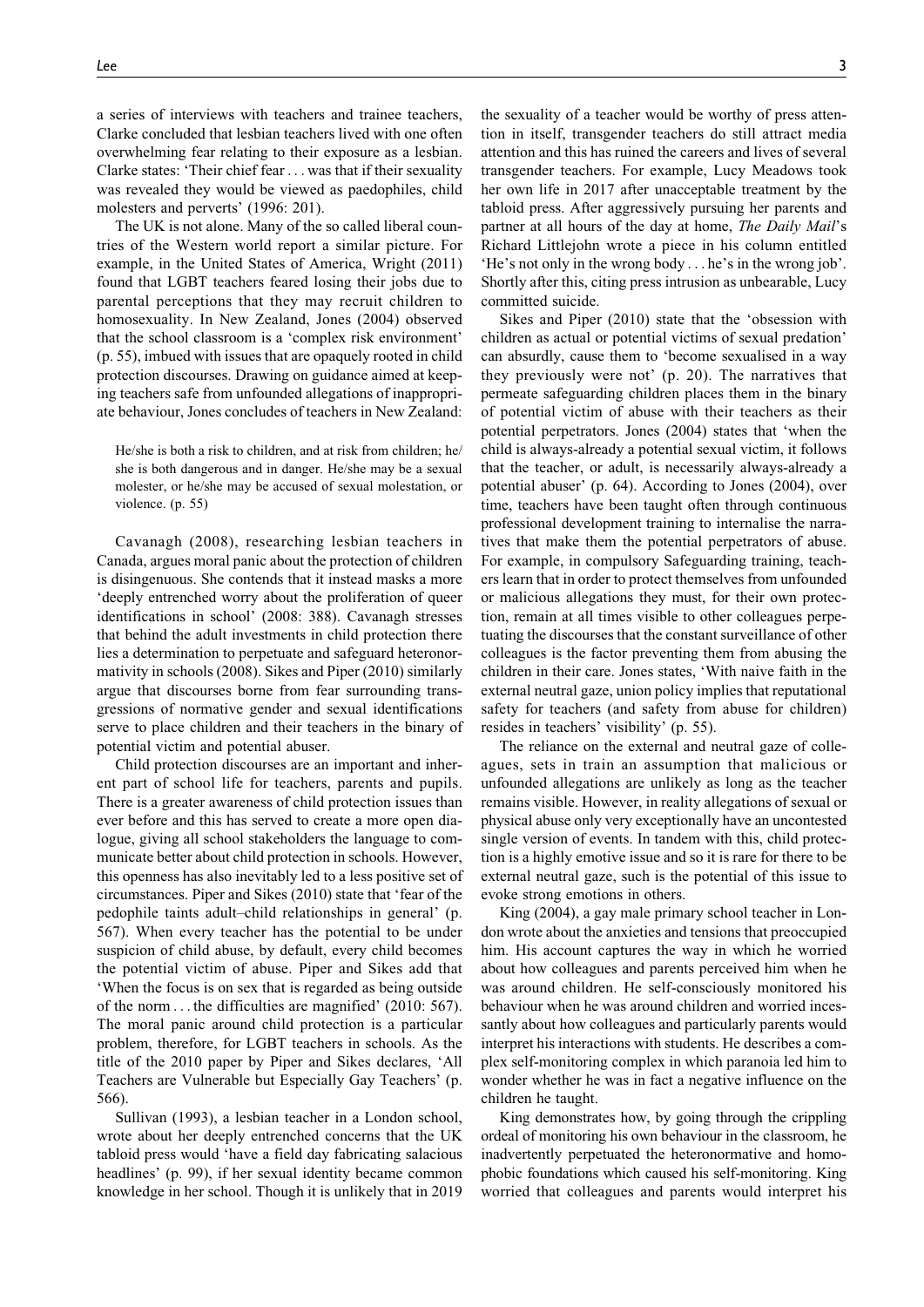a series of interviews with teachers and trainee teachers, Clarke concluded that lesbian teachers lived with one often overwhelming fear relating to their exposure as a lesbian. Clarke states: 'Their chief fear . . . was that if their sexuality was revealed they would be viewed as paedophiles, child molesters and perverts' (1996: 201).

The UK is not alone. Many of the so called liberal countries of the Western world report a similar picture. For example, in the United States of America, Wright (2011) found that LGBT teachers feared losing their jobs due to parental perceptions that they may recruit children to homosexuality. In New Zealand, Jones (2004) observed that the school classroom is a 'complex risk environment' (p. 55), imbued with issues that are opaquely rooted in child protection discourses. Drawing on guidance aimed at keeping teachers safe from unfounded allegations of inappropriate behaviour, Jones concludes of teachers in New Zealand:

> He/she is both a risk to children, and at risk from children; he/she is both dangerous and in danger. He/she may be a sexual molester, or he/she may be accused of sexual molestation, or violence. (p. 55)

Cavanagh (2008), researching lesbian teachers in Canada, argues moral panic about the protection of children is disingenuous. She contends that it instead masks a more 'deeply entrenched worry about the proliferation of queer identifications in school' (2008: 388). Cavanagh stresses that behind the adult investments in child protection there lies a determination to perpetuate and safeguard heteronormativity in schools (2008). Sikes and Piper (2010) similarly argue that discourses borne from fear surrounding transgressions of normative gender and sexual identifications serve to place children and their teachers in the binary of potential victim and potential abuser.

Child protection discourses are an important and inherent part of school life for teachers, parents and pupils. There is a greater awareness of child protection issues than ever before and this has served to create a more open dialogue, giving all school stakeholders the language to communicate better about child protection in schools. However, this openness has also inevitably led to a less positive set of circumstances. Piper and Sikes (2010) state that 'fear of the pedophile taints adult–child relationships in general' (p. 567). When every teacher has the potential to be under suspicion of child abuse, by default, every child becomes the potential victim of abuse. Piper and Sikes add that 'When the focus is on sex that is regarded as being outside of the norm . . . the difficulties are magnified' (2010: 567). The moral panic around child protection is a particular problem, therefore, for LGBT teachers in schools. As the title of the 2010 paper by Piper and Sikes declares, 'All Teachers are Vulnerable but Especially Gay Teachers' (p. 566).

Sullivan (1993), a lesbian teacher in a London school, wrote about her deeply entrenched concerns that the UK tabloid press would 'have a field day fabricating salacious headlines' (p. 99), if her sexual identity became common knowledge in her school. Though it is unlikely that in 2019 the sexuality of a teacher would be worthy of press attention in itself, transgender teachers do still attract media attention and this has ruined the careers and lives of several transgender teachers. For example, Lucy Meadows took her own life in 2017 after unacceptable treatment by the tabloid press. After aggressively pursuing her parents and partner at all hours of the day at home, *The Daily Mail*'s Richard Littlejohn wrote a piece in his column entitled 'He's not only in the wrong body . . . he's in the wrong job'. Shortly after this, citing press intrusion as unbearable, Lucy committed suicide.

Sikes and Piper (2010) state that the 'obsession with children as actual or potential victims of sexual predation' can absurdly, cause them to 'become sexualised in a way they previously were not' (p. 20). The narratives that permeate safeguarding children places them in the binary of potential victim of abuse with their teachers as their potential perpetrators. Jones (2004) states that 'when the child is always-already a potential sexual victim, it follows that the teacher, or adult, is necessarily always-already a potential abuser' (p. 64). According to Jones (2004), over time, teachers have been taught often through continuous professional development training to internalise the narratives that make them the potential perpetrators of abuse. For example, in compulsory Safeguarding training, teachers learn that in order to protect themselves from unfounded or malicious allegations they must, for their own protection, remain at all times visible to other colleagues perpetuating the discourses that the constant surveillance of other colleagues is the factor preventing them from abusing the children in their care. Jones states, 'With naive faith in the external neutral gaze, union policy implies that reputational safety for teachers (and safety from abuse for children) resides in teachers' visibility' (p. 55).

The reliance on the external and neutral gaze of colleagues, sets in train an assumption that malicious or unfounded allegations are unlikely as long as the teacher remains visible. However, in reality allegations of sexual or physical abuse only very exceptionally have an uncontested single version of events. In tandem with this, child protection is a highly emotive issue and so it is rare for there to be external neutral gaze, such is the potential of this issue to evoke strong emotions in others.

King (2004), a gay male primary school teacher in London wrote about the anxieties and tensions that preoccupied him. His account captures the way in which he worried about how colleagues and parents perceived him when he was around children. He self-consciously monitored his behaviour when he was around children and worried incessantly about how colleagues and particularly parents would interpret his interactions with students. He describes a complex self-monitoring complex in which paranoia led him to wonder whether he was in fact a negative influence on the children he taught.

King demonstrates how, by going through the crippling ordeal of monitoring his own behaviour in the classroom, he inadvertently perpetuated the heteronormative and homophobic foundations which caused his self-monitoring. King worried that colleagues and parents would interpret his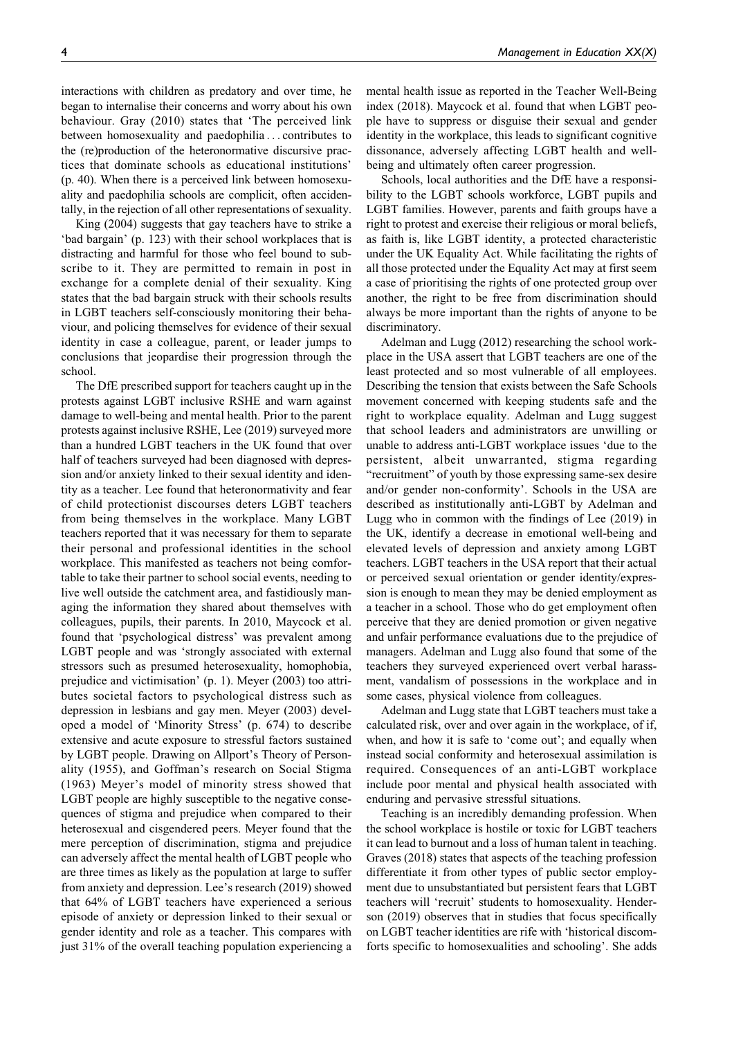interactions with children as predatory and over time, he began to internalise their concerns and worry about his own behaviour. Gray (2010) states that 'The perceived link between homosexuality and paedophilia . . . contributes to the (re)production of the heteronormative discursive practices that dominate schools as educational institutions' (p. 40). When there is a perceived link between homosexuality and paedophilia schools are complicit, often accidentally, in the rejection of all other representations of sexuality.

King (2004) suggests that gay teachers have to strike a 'bad bargain' (p. 123) with their school workplaces that is distracting and harmful for those who feel bound to subscribe to it. They are permitted to remain in post in exchange for a complete denial of their sexuality. King states that the bad bargain struck with their schools results in LGBT teachers self-consciously monitoring their behaviour, and policing themselves for evidence of their sexual identity in case a colleague, parent, or leader jumps to conclusions that jeopardise their progression through the school.

The DfE prescribed support for teachers caught up in the protests against LGBT inclusive RSHE and warn against damage to well-being and mental health. Prior to the parent protests against inclusive RSHE, Lee (2019) surveyed more than a hundred LGBT teachers in the UK found that over half of teachers surveyed had been diagnosed with depression and/or anxiety linked to their sexual identity and identity as a teacher. Lee found that heteronormativity and fear of child protectionist discourses deters LGBT teachers from being themselves in the workplace. Many LGBT teachers reported that it was necessary for them to separate their personal and professional identities in the school workplace. This manifested as teachers not being comfortable to take their partner to school social events, needing to live well outside the catchment area, and fastidiously managing the information they shared about themselves with colleagues, pupils, their parents. In 2010, Maycock et al. found that 'psychological distress' was prevalent among LGBT people and was 'strongly associated with external stressors such as presumed heterosexuality, homophobia, prejudice and victimisation' (p. 1). Meyer (2003) too attributes societal factors to psychological distress such as depression in lesbians and gay men. Meyer (2003) developed a model of 'Minority Stress' (p. 674) to describe extensive and acute exposure to stressful factors sustained by LGBT people. Drawing on Allport's Theory of Personality (1955), and Goffman's research on Social Stigma (1963) Meyer's model of minority stress showed that LGBT people are highly susceptible to the negative consequences of stigma and prejudice when compared to their heterosexual and cisgendered peers. Meyer found that the mere perception of discrimination, stigma and prejudice can adversely affect the mental health of LGBT people who are three times as likely as the population at large to suffer from anxiety and depression. Lee's research (2019) showed that 64% of LGBT teachers have experienced a serious episode of anxiety or depression linked to their sexual or gender identity and role as a teacher. This compares with just 31% of the overall teaching population experiencing a mental health issue as reported in the Teacher Well-Being index (2018). Maycock et al. found that when LGBT people have to suppress or disguise their sexual and gender identity in the workplace, this leads to significant cognitive dissonance, adversely affecting LGBT health and well-being and ultimately often career progression.

Schools, local authorities and the DfE have a responsibility to the LGBT schools workforce, LGBT pupils and LGBT families. However, parents and faith groups have a right to protest and exercise their religious or moral beliefs, as faith is, like LGBT identity, a protected characteristic under the UK Equality Act. While facilitating the rights of all those protected under the Equality Act may at first seem a case of prioritising the rights of one protected group over another, the right to be free from discrimination should always be more important than the rights of anyone to be discriminatory.

Adelman and Lugg (2012) researching the school workplace in the USA assert that LGBT teachers are one of the least protected and so most vulnerable of all employees. Describing the tension that exists between the Safe Schools movement concerned with keeping students safe and the right to workplace equality. Adelman and Lugg suggest that school leaders and administrators are unwilling or unable to address anti-LGBT workplace issues 'due to the persistent, albeit unwarranted, stigma regarding "recruitment" of youth by those expressing same-sex desire and/or gender non-conformity'. Schools in the USA are described as institutionally anti-LGBT by Adelman and Lugg who in common with the findings of Lee (2019) in the UK, identify a decrease in emotional well-being and elevated levels of depression and anxiety among LGBT teachers. LGBT teachers in the USA report that their actual or perceived sexual orientation or gender identity/expression is enough to mean they may be denied employment as a teacher in a school. Those who do get employment often perceive that they are denied promotion or given negative and unfair performance evaluations due to the prejudice of managers. Adelman and Lugg also found that some of the teachers they surveyed experienced overt verbal harassment, vandalism of possessions in the workplace and in some cases, physical violence from colleagues.

Adelman and Lugg state that LGBT teachers must take a calculated risk, over and over again in the workplace, of if, when, and how it is safe to 'come out'; and equally when instead social conformity and heterosexual assimilation is required. Consequences of an anti-LGBT workplace include poor mental and physical health associated with enduring and pervasive stressful situations.

Teaching is an incredibly demanding profession. When the school workplace is hostile or toxic for LGBT teachers it can lead to burnout and a loss of human talent in teaching. Graves (2018) states that aspects of the teaching profession differentiate it from other types of public sector employment due to unsubstantiated but persistent fears that LGBT teachers will 'recruit' students to homosexuality. Henderson (2019) observes that in studies that focus specifically on LGBT teacher identities are rife with 'historical discomforts specific to homosexualities and schooling'. She adds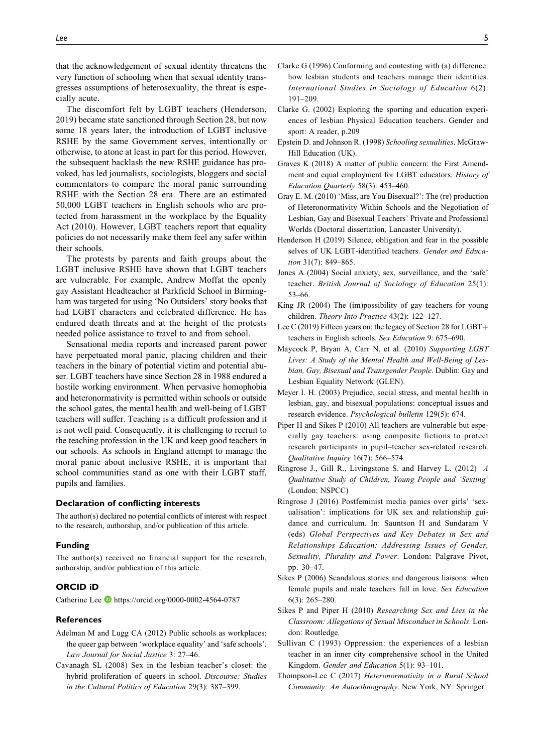that the acknowledgement of sexual identity threatens the very function of schooling when that sexual identity transgresses assumptions of heterosexuality, the threat is especially acute.

The discomfort felt by LGBT teachers (Henderson, 2019) became state sanctioned through Section 28, but now some 18 years later, the introduction of LGBT inclusive RSHE by the same Government serves, intentionally or otherwise, to atone at least in part for this period. However, the subsequent backlash the new RSHE guidance has provoked, has led journalists, sociologists, bloggers and social commentators to compare the moral panic surrounding RSHE with the Section 28 era. There are an estimated 50,000 LGBT teachers in English schools who are protected from harassment in the workplace by the Equality Act (2010). However, LGBT teachers report that equality policies do not necessarily make them feel any safer within their schools.

The protests by parents and faith groups about the LGBT inclusive RSHE have shown that LGBT teachers are vulnerable. For example, Andrew Moffat the openly gay Assistant Headteacher at Parkfield School in Birmingham was targeted for using 'No Outsiders' story books that had LGBT characters and celebrated difference. He has endured death threats and at the height of the protests needed police assistance to travel to and from school.

Sensational media reports and increased parent power have perpetuated moral panic, placing children and their teachers in the binary of potential victim and potential abuser. LGBT teachers have since Section 28 in 1988 endured a hostile working environment. When pervasive homophobia and heteronormativity is permitted within schools or outside the school gates, the mental health and well-being of LGBT teachers will suffer. Teaching is a difficult profession and it is not well paid. Consequently, it is challenging to recruit to the teaching profession in the UK and keep good teachers in our schools. As schools in England attempt to manage the moral panic about inclusive RSHE, it is important that school communities stand as one with their LGBT staff, pupils and families.

#### Declaration of conflicting interests

The author(s) declared no potential conflicts of interest with respect to the research, authorship, and/or publication of this article.

#### Funding

The author(s) received no financial support for the research, authorship, and/or publication of this article.

#### ORCID iD

Catherine Lee https://orcid.org/0000-0002-4564-0787

#### References

Adelman M and Lugg CA (2012) Public schools as workplaces: the queer gap between 'workplace equality' and 'safe schools'. *Law Journal for Social Justice* 3: 27–46.

Cavanagh SL (2008) Sex in the lesbian teacher's closet: the hybrid proliferation of queers in school. *Discourse: Studies in the Cultural Politics of Education* 29(3): 387–399.

Clarke G (1996) Conforming and contesting with (a) difference: how lesbian students and teachers manage their identities. *International Studies in Sociology of Education* 6(2): 191–209.

Clarke G. (2002) Exploring the sporting and education experiences of lesbian Physical Education teachers. Gender and sport: A reader, p.209

Epstein D. and Johnson R. (1998) *Schooling sexualities*. McGraw-Hill Education (UK).

Graves K (2018) A matter of public concern: the First Amendment and equal employment for LGBT educators. *History of Education Quarterly* 58(3): 453–460.

Gray E. M. (2010) 'Miss, are You Bisexual?': The (re) production of Heteronormativity Within Schools and the Negotiation of Lesbian, Gay and Bisexual Teachers' Private and Professional Worlds (Doctoral dissertation, Lancaster University).

Henderson H (2019) Silence, obligation and fear in the possible selves of UK LGBT-identified teachers. *Gender and Education* 31(7): 849–865.

Jones A (2004) Social anxiety, sex, surveillance, and the 'safe' teacher. *British Journal of Sociology of Education* 25(1): 53–66.

King JR (2004) The (im)possibility of gay teachers for young children. *Theory Into Practice* 43(2): 122–127.

Lee C (2019) Fifteen years on: the legacy of Section 28 for LGBT+ teachers in English schools. *Sex Education* 9: 675–690.

Maycock P, Bryan A, Carr N, et al. (2010) *Supporting LGBT Lives: A Study of the Mental Health and Well-Being of Lesbian, Gay, Bisexual and Transgender People*. Dublin: Gay and Lesbian Equality Network (GLEN).

Meyer I. H. (2003) Prejudice, social stress, and mental health in lesbian, gay, and bisexual populations: conceptual issues and research evidence. *Psychological bulletin* 129(5): 674.

Piper H and Sikes P (2010) All teachers are vulnerable but especially gay teachers: using composite fictions to protect research participants in pupil–teacher sex-related research. *Qualitative Inquiry* 16(7): 566–574.

Ringrose J., Gill R., Livingstone S. and Harvey L. (2012) *A Qualitative Study of Children, Young People and 'Sexting'* (London: NSPCC)

Ringrose J (2016) Postfeminist media panics over girls' 'sexualisation': implications for UK sex and relationship guidance and curriculum. In: Sauntson H and Sundaram V (eds) *Global Perspectives and Key Debates in Sex and Relationships Education: Addressing Issues of Gender, Sexuality, Plurality and Power*. London: Palgrave Pivot, pp. 30–47.

Sikes P (2006) Scandalous stories and dangerous liaisons: when female pupils and male teachers fall in love. *Sex Education* 6(3): 265–280.

Sikes P and Piper H (2010) *Researching Sex and Lies in the Classroom: Allegations of Sexual Misconduct in Schools*. London: Routledge.

Sullivan C (1993) Oppression: the experiences of a lesbian teacher in an inner city comprehensive school in the United Kingdom. *Gender and Education* 5(1): 93–101.

Thompson-Lee C (2017) *Heteronormativity in a Rural School Community: An Autoethnography*. New York, NY: Springer.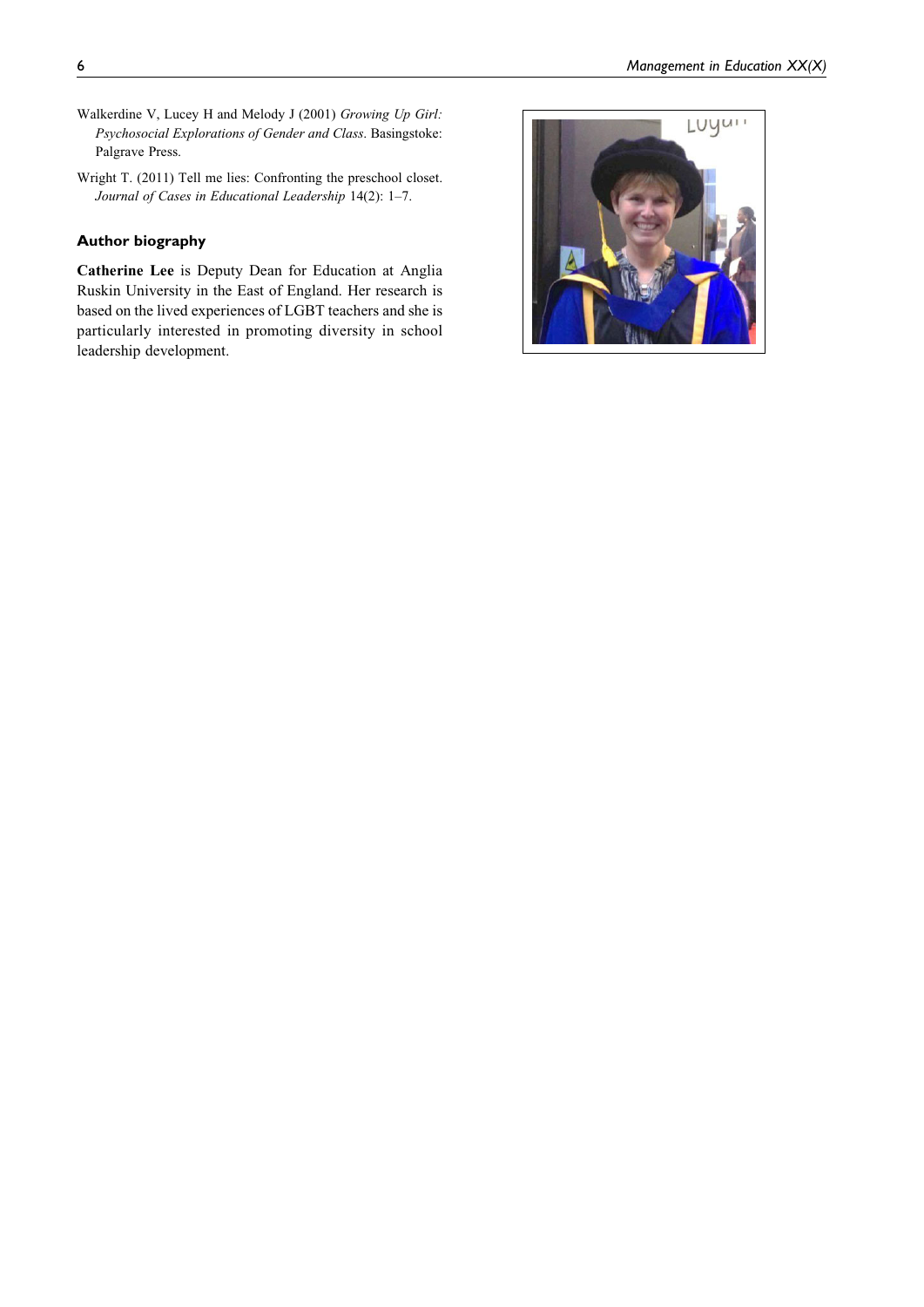Walkerdine V, Lucey H and Melody J (2001) *Growing Up Girl: Psychosocial Explorations of Gender and Class*. Basingstoke: Palgrave Press.

Wright T. (2011) Tell me lies: Confronting the preschool closet. *Journal of Cases in Educational Leadership* 14(2): 1–7.

## Author biography

**Catherine Lee** is Deputy Dean for Education at Anglia Ruskin University in the East of England. Her research is based on the lived experiences of LGBT teachers and she is particularly interested in promoting diversity in school leadership development.